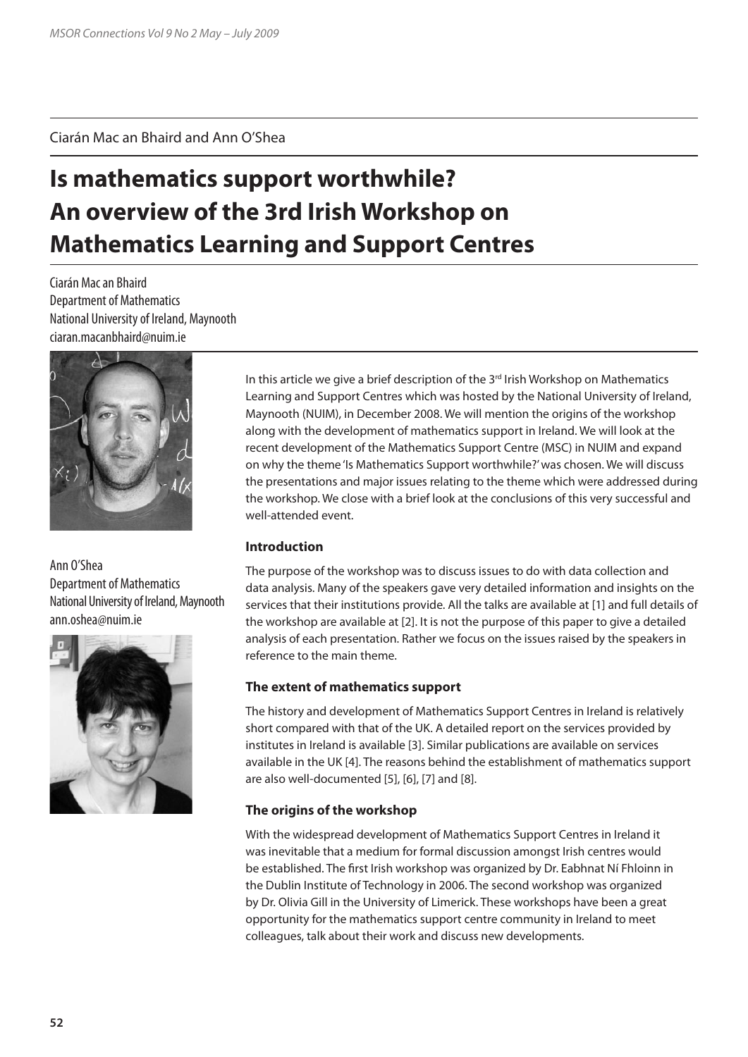Ciarán Mac an Bhaird and Ann O'Shea

# Is mathematics support worthwhile? An overview of the 3rd Irish Workshop on Mathematics Learning and Support Centres

Ciarán Mac an Bhaird
Department of Mathematics
National University of Ireland, Maynooth
ciaran.macanbhaird@nuim.ie

Ann O'Shea
Department of Mathematics
National University of Ireland, Maynooth
ann.oshea@nuim.ie

In this article we give a brief description of the 3rd Irish Workshop on Mathematics Learning and Support Centres which was hosted by the National University of Ireland, Maynooth (NUIM), in December 2008. We will mention the origins of the workshop along with the development of mathematics support in Ireland. We will look at the recent development of the Mathematics Support Centre (MSC) in NUIM and expand on why the theme 'Is Mathematics Support worthwhile?' was chosen. We will discuss the presentations and major issues relating to the theme which were addressed during the workshop. We close with a brief look at the conclusions of this very successful and well-attended event.

### Introduction

The purpose of the workshop was to discuss issues to do with data collection and data analysis. Many of the speakers gave very detailed information and insights on the services that their institutions provide. All the talks are available at [1] and full details of the workshop are available at [2]. It is not the purpose of this paper to give a detailed analysis of each presentation. Rather we focus on the issues raised by the speakers in reference to the main theme.

### The extent of mathematics support

The history and development of Mathematics Support Centres in Ireland is relatively short compared with that of the UK. A detailed report on the services provided by institutes in Ireland is available [3]. Similar publications are available on services available in the UK [4]. The reasons behind the establishment of mathematics support are also well-documented [5], [6], [7] and [8].

### The origins of the workshop

With the widespread development of Mathematics Support Centres in Ireland it was inevitable that a medium for formal discussion amongst Irish centres would be established. The first Irish workshop was organized by Dr. Eabhnat Ní Fhloinn in the Dublin Institute of Technology in 2006. The second workshop was organized by Dr. Olivia Gill in the University of Limerick. These workshops have been a great opportunity for the mathematics support centre community in Ireland to meet colleagues, talk about their work and discuss new developments.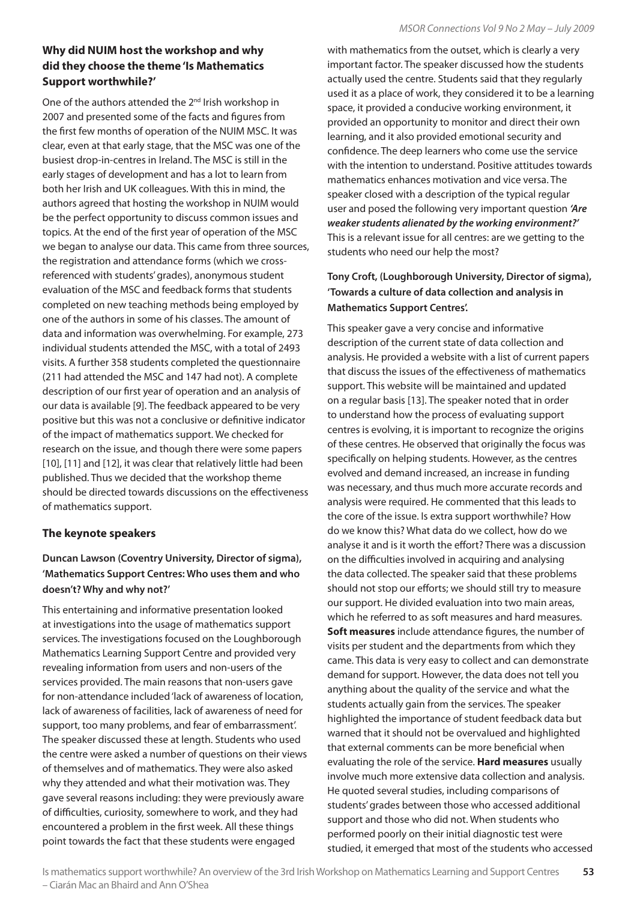## Why did NUIM host the workshop and why did they choose the theme 'Is Mathematics Support worthwhile?'

One of the authors attended the 2nd Irish workshop in 2007 and presented some of the facts and figures from the first few months of operation of the NUIM MSC. It was clear, even at that early stage, that the MSC was one of the busiest drop-in-centres in Ireland. The MSC is still in the early stages of development and has a lot to learn from both her Irish and UK colleagues. With this in mind, the authors agreed that hosting the workshop in NUIM would be the perfect opportunity to discuss common issues and topics. At the end of the first year of operation of the MSC we began to analyse our data. This came from three sources, the registration and attendance forms (which we cross-referenced with students' grades), anonymous student evaluation of the MSC and feedback forms that students completed on new teaching methods being employed by one of the authors in some of his classes. The amount of data and information was overwhelming. For example, 273 individual students attended the MSC, with a total of 2493 visits. A further 358 students completed the questionnaire (211 had attended the MSC and 147 had not). A complete description of our first year of operation and an analysis of our data is available [9]. The feedback appeared to be very positive but this was not a conclusive or definitive indicator of the impact of mathematics support. We checked for research on the issue, and though there were some papers [10], [11] and [12], it was clear that relatively little had been published. Thus we decided that the workshop theme should be directed towards discussions on the effectiveness of mathematics support.

## The keynote speakers

### Duncan Lawson (Coventry University, Director of sigma), 'Mathematics Support Centres: Who uses them and who doesn't? Why and why not?'

This entertaining and informative presentation looked at investigations into the usage of mathematics support services. The investigations focused on the Loughborough Mathematics Learning Support Centre and provided very revealing information from users and non-users of the services provided. The main reasons that non-users gave for non-attendance included 'lack of awareness of location, lack of awareness of facilities, lack of awareness of need for support, too many problems, and fear of embarrassment'. The speaker discussed these at length. Students who used the centre were asked a number of questions on their views of themselves and of mathematics. They were also asked why they attended and what their motivation was. They gave several reasons including: they were previously aware of difficulties, curiosity, somewhere to work, and they had encountered a problem in the first week. All these things point towards the fact that these students were engaged with mathematics from the outset, which is clearly a very important factor. The speaker discussed how the students actually used the centre. Students said that they regularly used it as a place of work, they considered it to be a learning space, it provided a conducive working environment, it provided an opportunity to monitor and direct their own learning, and it also provided emotional security and confidence. The deep learners who come use the service with the intention to understand. Positive attitudes towards mathematics enhances motivation and vice versa. The speaker closed with a description of the typical regular user and posed the following very important question ***'Are weaker students alienated by the working environment?'*** This is a relevant issue for all centres: are we getting to the students who need our help the most?

### Tony Croft, (Loughborough University, Director of sigma), 'Towards a culture of data collection and analysis in Mathematics Support Centres'.

This speaker gave a very concise and informative description of the current state of data collection and analysis. He provided a website with a list of current papers that discuss the issues of the effectiveness of mathematics support. This website will be maintained and updated on a regular basis [13]. The speaker noted that in order to understand how the process of evaluating support centres is evolving, it is important to recognize the origins of these centres. He observed that originally the focus was specifically on helping students. However, as the centres evolved and demand increased, an increase in funding was necessary, and thus much more accurate records and analysis were required. He commented that this leads to the core of the issue. Is extra support worthwhile? How do we know this? What data do we collect, how do we analyse it and is it worth the effort? There was a discussion on the difficulties involved in acquiring and analysing the data collected. The speaker said that these problems should not stop our efforts; we should still try to measure our support. He divided evaluation into two main areas, which he referred to as soft measures and hard measures. **Soft measures** include attendance figures, the number of visits per student and the departments from which they came. This data is very easy to collect and can demonstrate demand for support. However, the data does not tell you anything about the quality of the service and what the students actually gain from the services. The speaker highlighted the importance of student feedback data but warned that it should not be overvalued and highlighted that external comments can be more beneficial when evaluating the role of the service. **Hard measures** usually involve much more extensive data collection and analysis. He quoted several studies, including comparisons of students' grades between those who accessed additional support and those who did not. When students who performed poorly on their initial diagnostic test were studied, it emerged that most of the students who accessed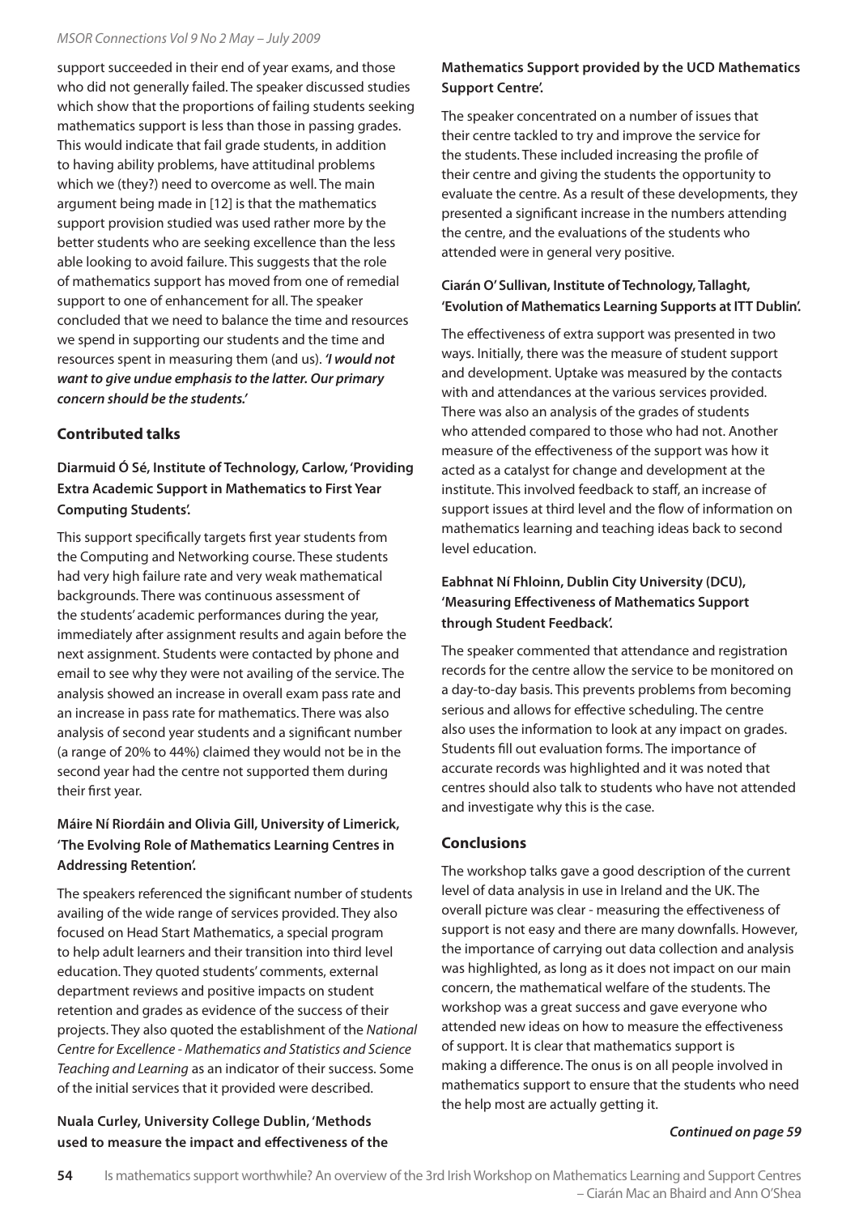support succeeded in their end of year exams, and those who did not generally failed. The speaker discussed studies which show that the proportions of failing students seeking mathematics support is less than those in passing grades. This would indicate that fail grade students, in addition to having ability problems, have attitudinal problems which we (they?) need to overcome as well. The main argument being made in [12] is that the mathematics support provision studied was used rather more by the better students who are seeking excellence than the less able looking to avoid failure. This suggests that the role of mathematics support has moved from one of remedial support to one of enhancement for all. The speaker concluded that we need to balance the time and resources we spend in supporting our students and the time and resources spent in measuring them (and us). ***'I would not want to give undue emphasis to the latter. Our primary concern should be the students.'***

## Contributed talks

### Diarmuid Ó Sé, Institute of Technology, Carlow, 'Providing Extra Academic Support in Mathematics to First Year Computing Students'.

This support specifically targets first year students from the Computing and Networking course. These students had very high failure rate and very weak mathematical backgrounds. There was continuous assessment of the students' academic performances during the year, immediately after assignment results and again before the next assignment. Students were contacted by phone and email to see why they were not availing of the service. The analysis showed an increase in overall exam pass rate and an increase in pass rate for mathematics. There was also analysis of second year students and a significant number (a range of 20% to 44%) claimed they would not be in the second year had the centre not supported them during their first year.

### Máire Ní Ríordáin and Olivia Gill, University of Limerick, 'The Evolving Role of Mathematics Learning Centres in Addressing Retention'.

The speakers referenced the significant number of students availing of the wide range of services provided. They also focused on Head Start Mathematics, a special program to help adult learners and their transition into third level education. They quoted students' comments, external department reviews and positive impacts on student retention and grades as evidence of the success of their projects. They also quoted the establishment of the *National Centre for Excellence - Mathematics and Statistics and Science Teaching and Learning* as an indicator of their success. Some of the initial services that it provided were described.

### Nuala Curley, University College Dublin, 'Methods used to measure the impact and effectiveness of the Mathematics Support provided by the UCD Mathematics Support Centre'.

The speaker concentrated on a number of issues that their centre tackled to try and improve the service for the students. These included increasing the profile of their centre and giving the students the opportunity to evaluate the centre. As a result of these developments, they presented a significant increase in the numbers attending the centre, and the evaluations of the students who attended were in general very positive.

### Ciarán O' Sullivan, Institute of Technology, Tallaght, 'Evolution of Mathematics Learning Supports at ITT Dublin'.

The effectiveness of extra support was presented in two ways. Initially, there was the measure of student support and development. Uptake was measured by the contacts with and attendances at the various services provided. There was also an analysis of the grades of students who attended compared to those who had not. Another measure of the effectiveness of the support was how it acted as a catalyst for change and development at the institute. This involved feedback to staff, an increase of support issues at third level and the flow of information on mathematics learning and teaching ideas back to second level education.

### Eabhnat Ní Fhloinn, Dublin City University (DCU), 'Measuring Effectiveness of Mathematics Support through Student Feedback'.

The speaker commented that attendance and registration records for the centre allow the service to be monitored on a day-to-day basis. This prevents problems from becoming serious and allows for effective scheduling. The centre also uses the information to look at any impact on grades. Students fill out evaluation forms. The importance of accurate records was highlighted and it was noted that centres should also talk to students who have not attended and investigate why this is the case.

## Conclusions

The workshop talks gave a good description of the current level of data analysis in use in Ireland and the UK. The overall picture was clear - measuring the effectiveness of support is not easy and there are many downfalls. However, the importance of carrying out data collection and analysis was highlighted, as long as it does not impact on our main concern, the mathematical welfare of the students. The workshop was a great success and gave everyone who attended new ideas on how to measure the effectiveness of support. It is clear that mathematics support is making a difference. The onus is on all people involved in mathematics support to ensure that the students who need the help most are actually getting it.

***Continued on page 59***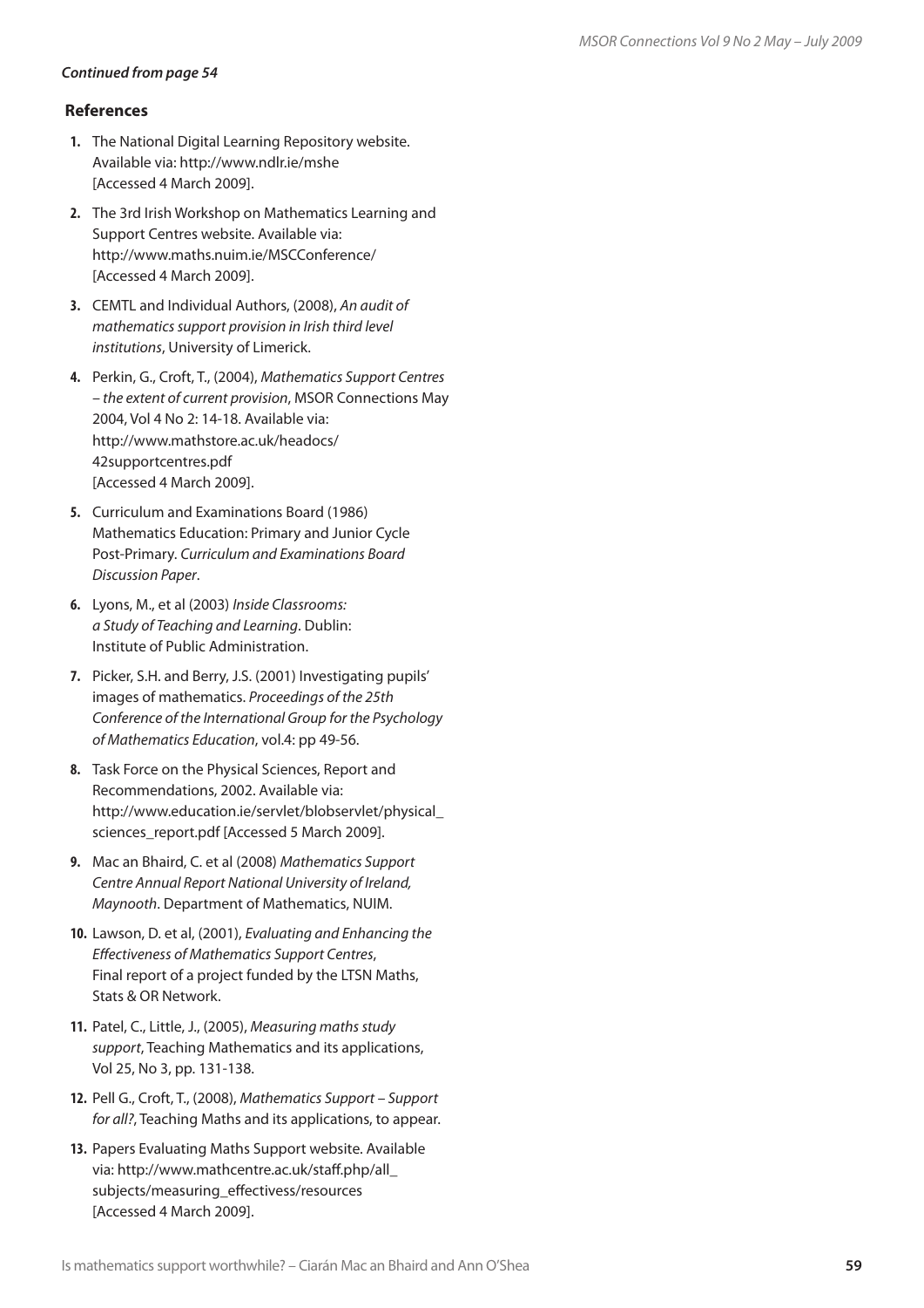*Continued from page 54*

## References

1. The National Digital Learning Repository website. Available via: http://www.ndlr.ie/mshe [Accessed 4 March 2009].

2. The 3rd Irish Workshop on Mathematics Learning and Support Centres website. Available via: http://www.maths.nuim.ie/MSCConference/ [Accessed 4 March 2009].

3. CEMTL and Individual Authors, (2008), *An audit of mathematics support provision in Irish third level institutions*, University of Limerick.

4. Perkin, G., Croft, T., (2004), *Mathematics Support Centres – the extent of current provision*, MSOR Connections May 2004, Vol 4 No 2: 14-18. Available via: http://www.mathstore.ac.uk/headocs/42supportcentres.pdf [Accessed 4 March 2009].

5. Curriculum and Examinations Board (1986) Mathematics Education: Primary and Junior Cycle Post-Primary. *Curriculum and Examinations Board Discussion Paper*.

6. Lyons, M., et al (2003) *Inside Classrooms: a Study of Teaching and Learning*. Dublin: Institute of Public Administration.

7. Picker, S.H. and Berry, J.S. (2001) Investigating pupils' images of mathematics. *Proceedings of the 25th Conference of the International Group for the Psychology of Mathematics Education*, vol.4: pp 49-56.

8. Task Force on the Physical Sciences, Report and Recommendations, 2002. Available via: http://www.education.ie/servlet/blobservlet/physical_sciences_report.pdf [Accessed 5 March 2009].

9. Mac an Bhaird, C. et al (2008) *Mathematics Support Centre Annual Report National University of Ireland, Maynooth*. Department of Mathematics, NUIM.

10. Lawson, D. et al, (2001), *Evaluating and Enhancing the Effectiveness of Mathematics Support Centres*, Final report of a project funded by the LTSN Maths, Stats & OR Network.

11. Patel, C., Little, J., (2005), *Measuring maths study support*, Teaching Mathematics and its applications, Vol 25, No 3, pp. 131-138.

12. Pell G., Croft, T., (2008), *Mathematics Support – Support for all?*, Teaching Maths and its applications, to appear.

13. Papers Evaluating Maths Support website. Available via: http://www.mathcentre.ac.uk/staff.php/all_subjects/measuring_effectivess/resources [Accessed 4 March 2009].